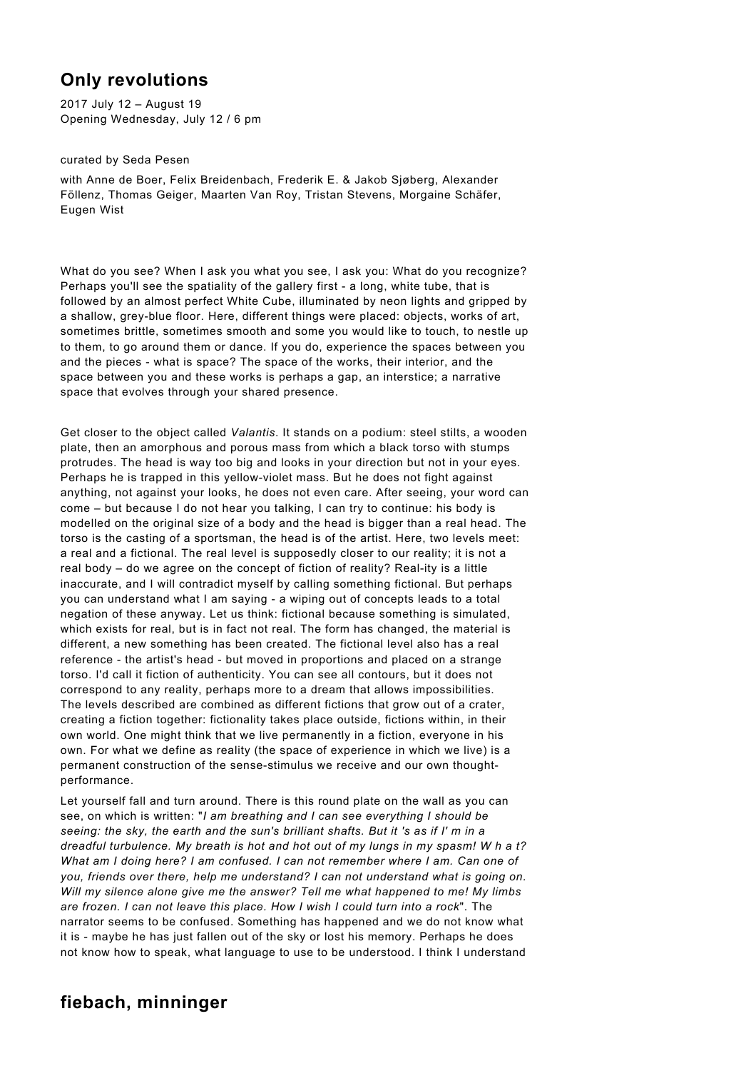# Only revolutions

2017 July 12 – August 19
Opening Wednesday, July 12 / 6 pm

curated by Seda Pesen

with Anne de Boer, Felix Breidenbach, Frederik E. & Jakob Sjøberg, Alexander Föllenz, Thomas Geiger, Maarten Van Roy, Tristan Stevens, Morgaine Schäfer, Eugen Wist

What do you see? When I ask you what you see, I ask you: What do you recognize? Perhaps you'll see the spatiality of the gallery first - a long, white tube, that is followed by an almost perfect White Cube, illuminated by neon lights and gripped by a shallow, grey-blue floor. Here, different things were placed: objects, works of art, sometimes brittle, sometimes smooth and some you would like to touch, to nestle up to them, to go around them or dance. If you do, experience the spaces between you and the pieces - what is space? The space of the works, their interior, and the space between you and these works is perhaps a gap, an interstice; a narrative space that evolves through your shared presence.

Get closer to the object called *Valantis*. It stands on a podium: steel stilts, a wooden plate, then an amorphous and porous mass from which a black torso with stumps protrudes. The head is way too big and looks in your direction but not in your eyes. Perhaps he is trapped in this yellow-violet mass. But he does not fight against anything, not against your looks, he does not even care. After seeing, your word can come – but because I do not hear you talking, I can try to continue: his body is modelled on the original size of a body and the head is bigger than a real head. The torso is the casting of a sportsman, the head is of the artist. Here, two levels meet: a real and a fictional. The real level is supposedly closer to our reality; it is not a real body – do we agree on the concept of fiction of reality? Real-ity is a little inaccurate, and I will contradict myself by calling something fictional. But perhaps you can understand what I am saying - a wiping out of concepts leads to a total negation of these anyway. Let us think: fictional because something is simulated, which exists for real, but is in fact not real. The form has changed, the material is different, a new something has been created. The fictional level also has a real reference - the artist's head - but moved in proportions and placed on a strange torso. I'd call it fiction of authenticity. You can see all contours, but it does not correspond to any reality, perhaps more to a dream that allows impossibilities. The levels described are combined as different fictions that grow out of a crater, creating a fiction together: fictionality takes place outside, fictions within, in their own world. One might think that we live permanently in a fiction, everyone in his own. For what we define as reality (the space of experience in which we live) is a permanent construction of the sense-stimulus we receive and our own thought-performance.

Let yourself fall and turn around. There is this round plate on the wall as you can see, on which is written: "*I am breathing and I can see everything I should be seeing: the sky, the earth and the sun's brilliant shafts. But it 's as if I' m in a dreadful turbulence. My breath is hot and hot out of my lungs in my spasm! W h a t? What am I doing here? I am confused. I can not remember where I am. Can one of you, friends over there, help me understand? I can not understand what is going on. Will my silence alone give me the answer? Tell me what happened to me! My limbs are frozen. I can not leave this place. How I wish I could turn into a rock*". The narrator seems to be confused. Something has happened and we do not know what it is - maybe he has just fallen out of the sky or lost his memory. Perhaps he does not know how to speak, what language to use to be understood. I think I understand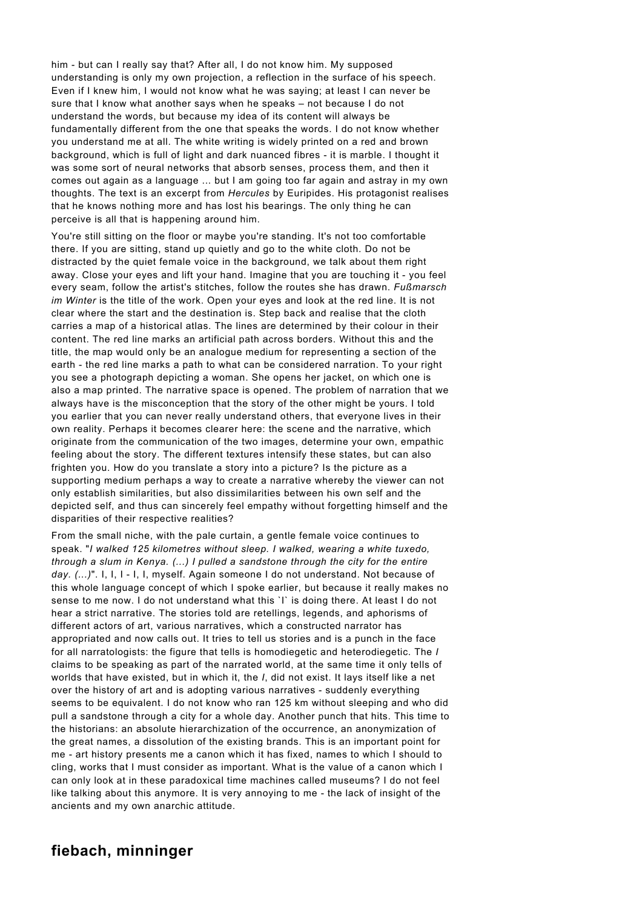him - but can I really say that? After all, I do not know him. My supposed understanding is only my own projection, a reflection in the surface of his speech. Even if I knew him, I would not know what he was saying; at least I can never be sure that I know what another says when he speaks – not because I do not understand the words, but because my idea of its content will always be fundamentally different from the one that speaks the words. I do not know whether you understand me at all. The white writing is widely printed on a red and brown background, which is full of light and dark nuanced fibres - it is marble. I thought it was some sort of neural networks that absorb senses, process them, and then it comes out again as a language ... but I am going too far again and astray in my own thoughts. The text is an excerpt from *Hercules* by Euripides. His protagonist realises that he knows nothing more and has lost his bearings. The only thing he can perceive is all that is happening around him.

You're still sitting on the floor or maybe you're standing. It's not too comfortable there. If you are sitting, stand up quietly and go to the white cloth. Do not be distracted by the quiet female voice in the background, we talk about them right away. Close your eyes and lift your hand. Imagine that you are touching it - you feel every seam, follow the artist's stitches, follow the routes she has drawn. *Fußmarsch im Winter* is the title of the work. Open your eyes and look at the red line. It is not clear where the start and the destination is. Step back and realise that the cloth carries a map of a historical atlas. The lines are determined by their colour in their content. The red line marks an artificial path across borders. Without this and the title, the map would only be an analogue medium for representing a section of the earth - the red line marks a path to what can be considered narration. To your right you see a photograph depicting a woman. She opens her jacket, on which one is also a map printed. The narrative space is opened. The problem of narration that we always have is the misconception that the story of the other might be yours. I told you earlier that you can never really understand others, that everyone lives in their own reality. Perhaps it becomes clearer here: the scene and the narrative, which originate from the communication of the two images, determine your own, empathic feeling about the story. The different textures intensify these states, but can also frighten you. How do you translate a story into a picture? Is the picture as a supporting medium perhaps a way to create a narrative whereby the viewer can not only establish similarities, but also dissimilarities between his own self and the depicted self, and thus can sincerely feel empathy without forgetting himself and the disparities of their respective realities?

From the small niche, with the pale curtain, a gentle female voice continues to speak. "*I walked 125 kilometres without sleep. I walked, wearing a white tuxedo, through a slum in Kenya. (...) I pulled a sandstone through the city for the entire day. (...)*". I, I, I - I, I, myself. Again someone I do not understand. Not because of this whole language concept of which I spoke earlier, but because it really makes no sense to me now. I do not understand what this `I` is doing there. At least I do not hear a strict narrative. The stories told are retellings, legends, and aphorisms of different actors of art, various narratives, which a constructed narrator has appropriated and now calls out. It tries to tell us stories and is a punch in the face for all narratologists: the figure that tells is homodiegetic and heterodiegetic. The *I* claims to be speaking as part of the narrated world, at the same time it only tells of worlds that have existed, but in which it, the *I*, did not exist. It lays itself like a net over the history of art and is adopting various narratives - suddenly everything seems to be equivalent. I do not know who ran 125 km without sleeping and who did pull a sandstone through a city for a whole day. Another punch that hits. This time to the historians: an absolute hierarchization of the occurrence, an anonymization of the great names, a dissolution of the existing brands. This is an important point for me - art history presents me a canon which it has fixed, names to which I should to cling, works that I must consider as important. What is the value of a canon which I can only look at in these paradoxical time machines called museums? I do not feel like talking about this anymore. It is very annoying to me - the lack of insight of the ancients and my own anarchic attitude.

## fiebach, minninger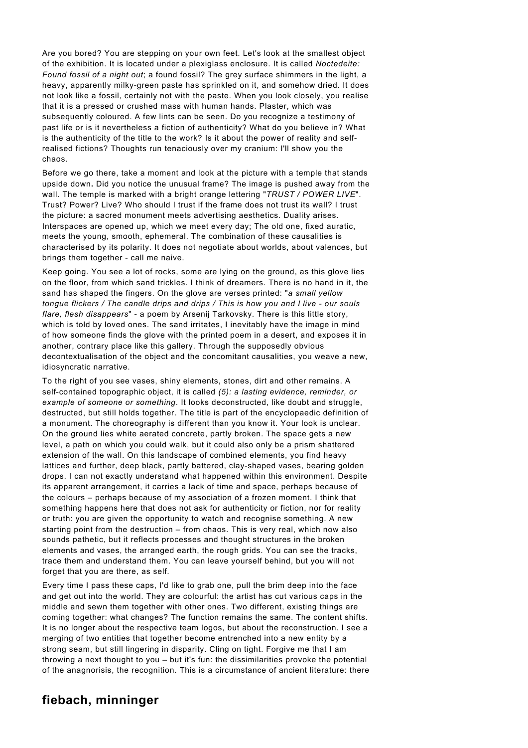Are you bored? You are stepping on your own feet. Let's look at the smallest object of the exhibition. It is located under a plexiglass enclosure. It is called *Noctedeite: Found fossil of a night out*; a found fossil? The grey surface shimmers in the light, a heavy, apparently milky-green paste has sprinkled on it, and somehow dried. It does not look like a fossil, certainly not with the paste. When you look closely, you realise that it is a pressed or crushed mass with human hands. Plaster, which was subsequently coloured. A few lints can be seen. Do you recognize a testimony of past life or is it nevertheless a fiction of authenticity? What do you believe in? What is the authenticity of the title to the work? Is it about the power of reality and self-realised fictions? Thoughts run tenaciously over my cranium: I'll show you the chaos.

Before we go there, take a moment and look at the picture with a temple that stands upside down**.** Did you notice the unusual frame? The image is pushed away from the wall. The temple is marked with a bright orange lettering "*TRUST / POWER LIVE*". Trust? Power? Live? Who should I trust if the frame does not trust its wall? I trust the picture: a sacred monument meets advertising aesthetics. Duality arises. Interspaces are opened up, which we meet every day; The old one, fixed auratic, meets the young, smooth, ephemeral. The combination of these causalities is characterised by its polarity. It does not negotiate about worlds, about valences, but brings them together - call me naive.

Keep going. You see a lot of rocks, some are lying on the ground, as this glove lies on the floor, from which sand trickles. I think of dreamers. There is no hand in it, the sand has shaped the fingers. On the glove are verses printed: "*a small yellow tongue flickers / The candle drips and drips / This is how you and I live - our souls flare, flesh disappears*" - a poem by Arsenij Tarkovsky. There is this little story, which is told by loved ones. The sand irritates, I inevitably have the image in mind of how someone finds the glove with the printed poem in a desert, and exposes it in another, contrary place like this gallery. Through the supposedly obvious decontextualisation of the object and the concomitant causalities, you weave a new, idiosyncratic narrative.

To the right of you see vases, shiny elements, stones, dirt and other remains. A self-contained topographic object, it is called *(5): a lasting evidence, reminder, or example of someone or something*. It looks deconstructed, like doubt and struggle, destructed, but still holds together. The title is part of the encyclopaedic definition of a monument. The choreography is different than you know it. Your look is unclear. On the ground lies white aerated concrete, partly broken. The space gets a new level, a path on which you could walk, but it could also only be a prism shattered extension of the wall. On this landscape of combined elements, you find heavy lattices and further, deep black, partly battered, clay-shaped vases, bearing golden drops. I can not exactly understand what happened within this environment. Despite its apparent arrangement, it carries a lack of time and space, perhaps because of the colours – perhaps because of my association of a frozen moment. I think that something happens here that does not ask for authenticity or fiction, nor for reality or truth: you are given the opportunity to watch and recognise something. A new starting point from the destruction – from chaos. This is very real, which now also sounds pathetic, but it reflects processes and thought structures in the broken elements and vases, the arranged earth, the rough grids. You can see the tracks, trace them and understand them. You can leave yourself behind, but you will not forget that you are there, as self.

Every time I pass these caps, I'd like to grab one, pull the brim deep into the face and get out into the world. They are colourful: the artist has cut various caps in the middle and sewn them together with other ones. Two different, existing things are coming together: what changes? The function remains the same. The content shifts. It is no longer about the respective team logos, but about the reconstruction. I see a merging of two entities that together become entrenched into a new entity by a strong seam, but still lingering in disparity. Cling on tight. Forgive me that I am throwing a next thought to you **–** but it's fun: the dissimilarities provoke the potential of the anagnorisis, the recognition. This is a circumstance of ancient literature: there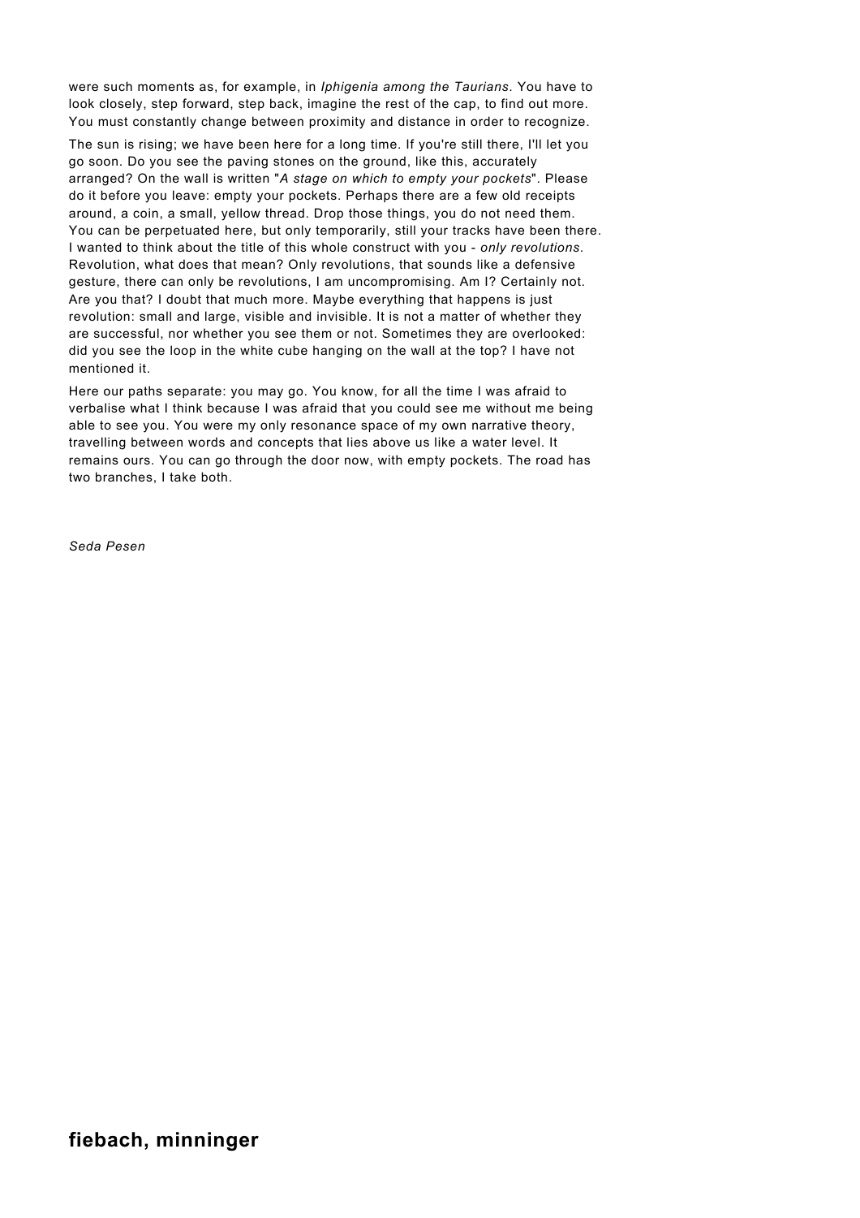were such moments as, for example, in *Iphigenia among the Taurians*. You have to look closely, step forward, step back, imagine the rest of the cap, to find out more. You must constantly change between proximity and distance in order to recognize.

The sun is rising; we have been here for a long time. If you're still there, I'll let you go soon. Do you see the paving stones on the ground, like this, accurately arranged? On the wall is written "*A stage on which to empty your pockets*". Please do it before you leave: empty your pockets. Perhaps there are a few old receipts around, a coin, a small, yellow thread. Drop those things, you do not need them. You can be perpetuated here, but only temporarily, still your tracks have been there. I wanted to think about the title of this whole construct with you - *only revolutions*. Revolution, what does that mean? Only revolutions, that sounds like a defensive gesture, there can only be revolutions, I am uncompromising. Am I? Certainly not. Are you that? I doubt that much more. Maybe everything that happens is just revolution: small and large, visible and invisible. It is not a matter of whether they are successful, nor whether you see them or not. Sometimes they are overlooked: did you see the loop in the white cube hanging on the wall at the top? I have not mentioned it.

Here our paths separate: you may go. You know, for all the time I was afraid to verbalise what I think because I was afraid that you could see me without me being able to see you. You were my only resonance space of my own narrative theory, travelling between words and concepts that lies above us like a water level. It remains ours. You can go through the door now, with empty pockets. The road has two branches, I take both.

*Seda Pesen*

**fiebach, minninger**